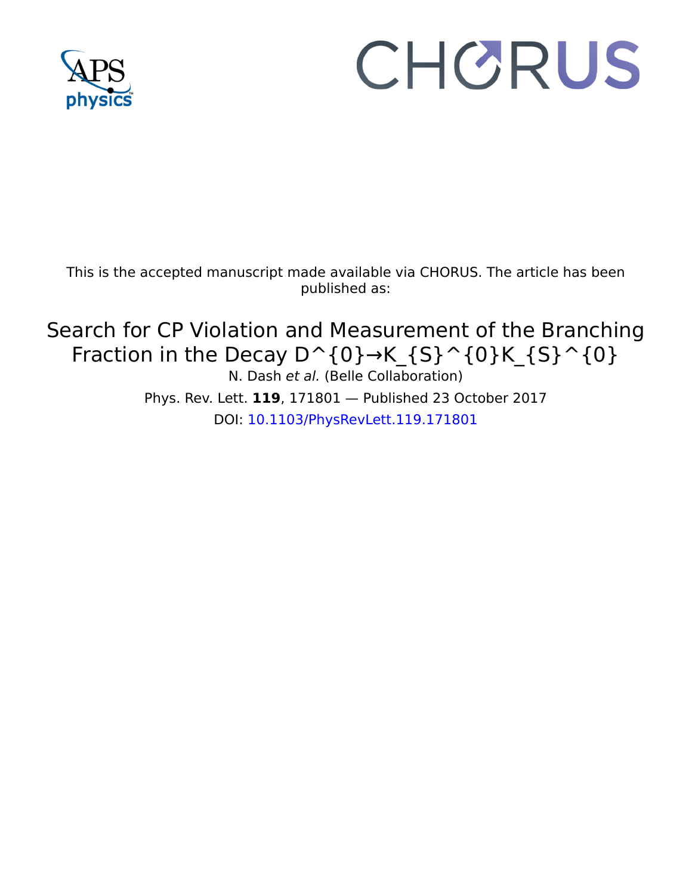This is the accepted manuscript made available via CHORUS. The article has been published as:

# Search for CP Violation and Measurement of the Branching Fraction in the Decay $D^{0}\to K_{S}^{0}K_{S}^{0}$

N. Dash *et al.* (Belle Collaboration)

Phys. Rev. Lett. **119**, 171801 — Published 23 October 2017

DOI: 10.1103/PhysRevLett.119.171801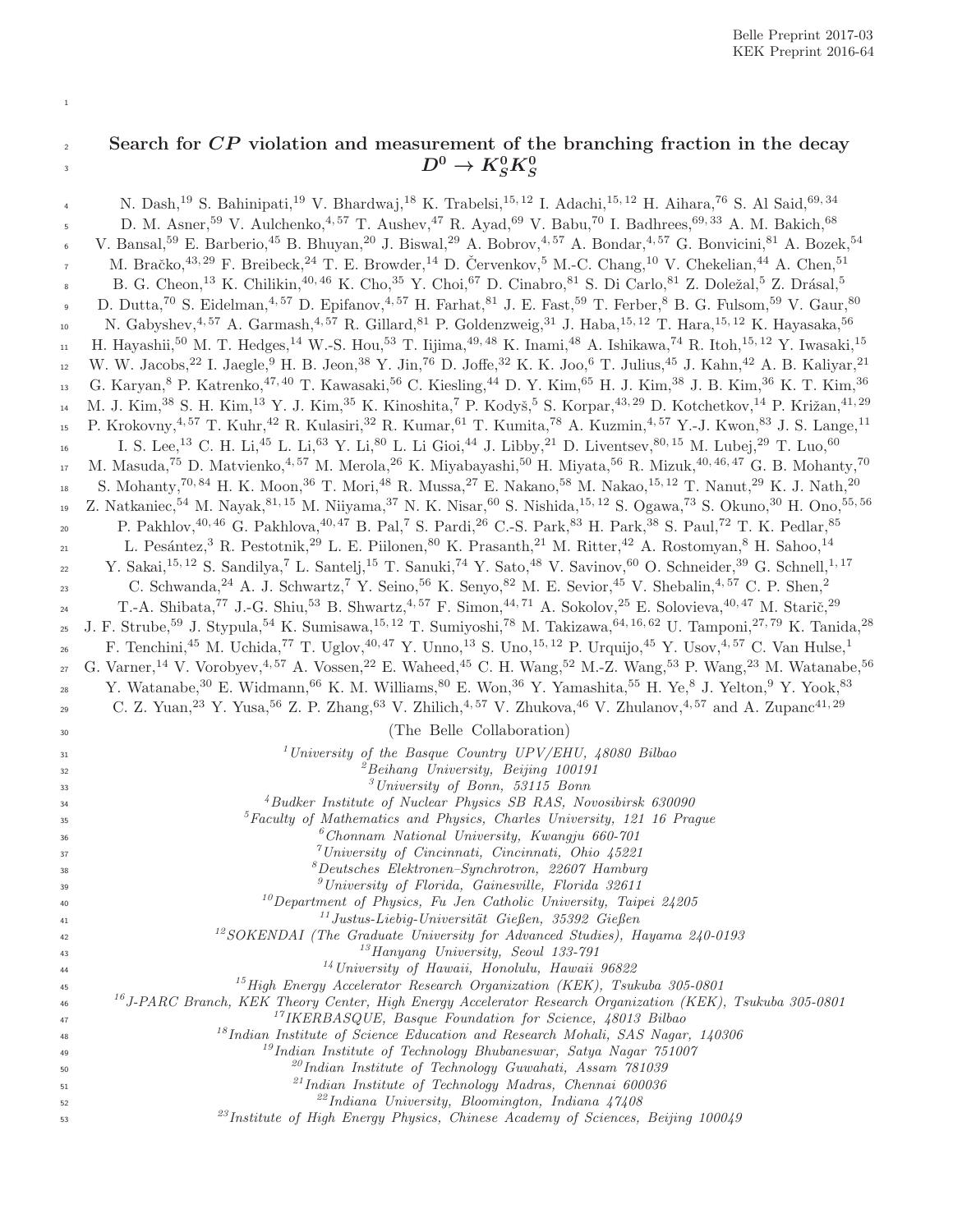Belle Preprint 2017-03
KEK Preprint 2016-64

# Search for $CP$ violation and measurement of the branching fraction in the decay $D^0 \to K_S^0 K_S^0$

N. Dash,[19] S. Bahinipati,[19] V. Bhardwaj,[18] K. Trabelsi,[15,12] I. Adachi,[15,12] H. Aihara,[76] S. Al Said,[69,34] D. M. Asner,[59] V. Aulchenko,[4,57] T. Aushev,[47] R. Ayad,[69] V. Babu,[70] I. Badhrees,[69,33] A. M. Bakich,[68] V. Bansal,[59] E. Barberio,[45] B. Bhuyan,[20] J. Biswal,[29] A. Bobrov,[4,57] A. Bondar,[4,57] G. Bonvicini,[81] A. Bozek,[54] M. Bračko,[43,29] F. Breibeck,[24] T. E. Browder,[14] D. Červenkov,[5] M.-C. Chang,[10] V. Chekelian,[44] A. Chen,[51] B. G. Cheon,[13] K. Chilikin,[40,46] K. Cho,[35] Y. Choi,[67] D. Cinabro,[81] S. Di Carlo,[81] Z. Doležal,[5] Z. Drásal,[5] D. Dutta,[70] S. Eidelman,[4,57] D. Epifanov,[4,57] H. Farhat,[81] J. E. Fast,[59] T. Ferber,[8] B. G. Fulsom,[59] V. Gaur,[80] N. Gabyshev,[4,57] A. Garmash,[4,57] R. Gillard,[81] P. Goldenzweig,[31] J. Haba,[15,12] T. Hara,[15,12] K. Hayasaka,[56] H. Hayashii,[50] M. T. Hedges,[14] W.-S. Hou,[53] T. Iijima,[49,48] K. Inami,[48] A. Ishikawa,[74] R. Itoh,[15,12] Y. Iwasaki,[15] W. W. Jacobs,[22] I. Jaegle,[9] H. B. Jeon,[38] Y. Jin,[76] D. Joffe,[32] K. K. Joo,[6] T. Julius,[45] J. Kahn,[42] A. B. Kaliyar,[21] G. Karyan,[8] P. Katrenko,[47,40] T. Kawasaki,[56] C. Kiesling,[44] D. Y. Kim,[65] H. J. Kim,[38] J. B. Kim,[36] K. T. Kim,[36] M. J. Kim,[38] S. H. Kim,[13] Y. J. Kim,[35] K. Kinoshita,[7] P. Kodyš,[5] S. Korpar,[43,29] D. Kotchetkov,[14] P. Križan,[41,29] P. Krokovny,[4,57] T. Kuhr,[42] R. Kulasiri,[32] R. Kumar,[61] T. Kumita,[78] A. Kuzmin,[4,57] Y.-J. Kwon,[83] J. S. Lange,[11] I. S. Lee,[13] C. H. Li,[45] L. Li,[63] Y. Li,[80] L. Li Gioi,[44] J. Libby,[21] D. Liventsev,[80,15] M. Lubej,[29] T. Luo,[60] M. Masuda,[75] D. Matvienko,[4,57] M. Merola,[26] K. Miyabayashi,[50] H. Miyata,[56] R. Mizuk,[40,46,47] G. B. Mohanty,[70] S. Mohanty,[70,84] H. K. Moon,[36] T. Mori,[48] R. Mussa,[27] E. Nakano,[58] M. Nakao,[15,12] T. Nanut,[29] K. J. Nath,[20] Z. Natkaniec,[54] M. Nayak,[81,15] M. Niiyama,[37] N. K. Nisar,[60] S. Nishida,[15,12] S. Ogawa,[73] S. Okuno,[30] H. Ono,[55,56] P. Pakhlov,[40,46] G. Pakhlova,[40,47] B. Pal,[7] S. Pardi,[26] C.-S. Park,[83] H. Park,[38] S. Paul,[72] T. K. Pedlar,[85] L. Pesántez,[3] R. Pestotnik,[29] L. E. Piilonen,[80] K. Prasanth,[21] M. Ritter,[42] A. Rostomyan,[8] H. Sahoo,[14] Y. Sakai,[15,12] S. Sandilya,[7] L. Santelj,[15] T. Sanuki,[74] Y. Sato,[48] V. Savinov,[60] O. Schneider,[39] G. Schnell,[1,17] C. Schwanda,[24] A. J. Schwartz,[7] Y. Seino,[56] K. Senyo,[82] M. E. Sevior,[45] V. Shebalin,[4,57] C. P. Shen,[2] T.-A. Shibata,[77] J.-G. Shiu,[53] B. Shwartz,[4,57] F. Simon,[44,71] A. Sokolov,[25] E. Solovieva,[40,47] M. Starič,[29] J. F. Strube,[59] J. Stypula,[54] K. Sumisawa,[15,12] T. Sumiyoshi,[78] M. Takizawa,[64,16,62] U. Tamponi,[27,79] K. Tanida,[28] F. Tenchini,[45] M. Uchida,[77] T. Uglov,[40,47] Y. Unno,[13] S. Uno,[15,12] P. Urquijo,[45] Y. Usov,[4,57] C. Van Hulse,[1] G. Varner,[14] V. Vorobyev,[4,57] A. Vossen,[22] E. Waheed,[45] C. H. Wang,[52] M.-Z. Wang,[53] P. Wang,[23] M. Watanabe,[56] Y. Watanabe,[30] E. Widmann,[66] K. M. Williams,[80] E. Won,[36] Y. Yamashita,[55] H. Ye,[8] J. Yelton,[9] Y. Yook,[83] C. Z. Yuan,[23] Y. Yusa,[56] Z. P. Zhang,[63] V. Zhilich,[4,57] V. Zhukova,[46] V. Zhulanov,[4,57] and A. Zupanc[41,29]

(The Belle Collaboration)

[1] *University of the Basque Country UPV/EHU, 48080 Bilbao*
[2] *Beihang University, Beijing 100191*
[3] *University of Bonn, 53115 Bonn*
[4] *Budker Institute of Nuclear Physics SB RAS, Novosibirsk 630090*
[5] *Faculty of Mathematics and Physics, Charles University, 121 16 Prague*
[6] *Chonnam National University, Kwangju 660-701*
[7] *University of Cincinnati, Cincinnati, Ohio 45221*
[8] *Deutsches Elektronen–Synchrotron, 22607 Hamburg*
[9] *University of Florida, Gainesville, Florida 32611*
[10] *Department of Physics, Fu Jen Catholic University, Taipei 24205*
[11] *Justus-Liebig-Universität Gießen, 35392 Gießen*
[12] *SOKENDAI (The Graduate University for Advanced Studies), Hayama 240-0193*
[13] *Hanyang University, Seoul 133-791*
[14] *University of Hawaii, Honolulu, Hawaii 96822*
[15] *High Energy Accelerator Research Organization (KEK), Tsukuba 305-0801*
[16] *J-PARC Branch, KEK Theory Center, High Energy Accelerator Research Organization (KEK), Tsukuba 305-0801*
[17] *IKERBASQUE, Basque Foundation for Science, 48013 Bilbao*
[18] *Indian Institute of Science Education and Research Mohali, SAS Nagar, 140306*
[19] *Indian Institute of Technology Bhubaneswar, Satya Nagar 751007*
[20] *Indian Institute of Technology Guwahati, Assam 781039*
[21] *Indian Institute of Technology Madras, Chennai 600036*
[22] *Indiana University, Bloomington, Indiana 47408*
[23] *Institute of High Energy Physics, Chinese Academy of Sciences, Beijing 100049*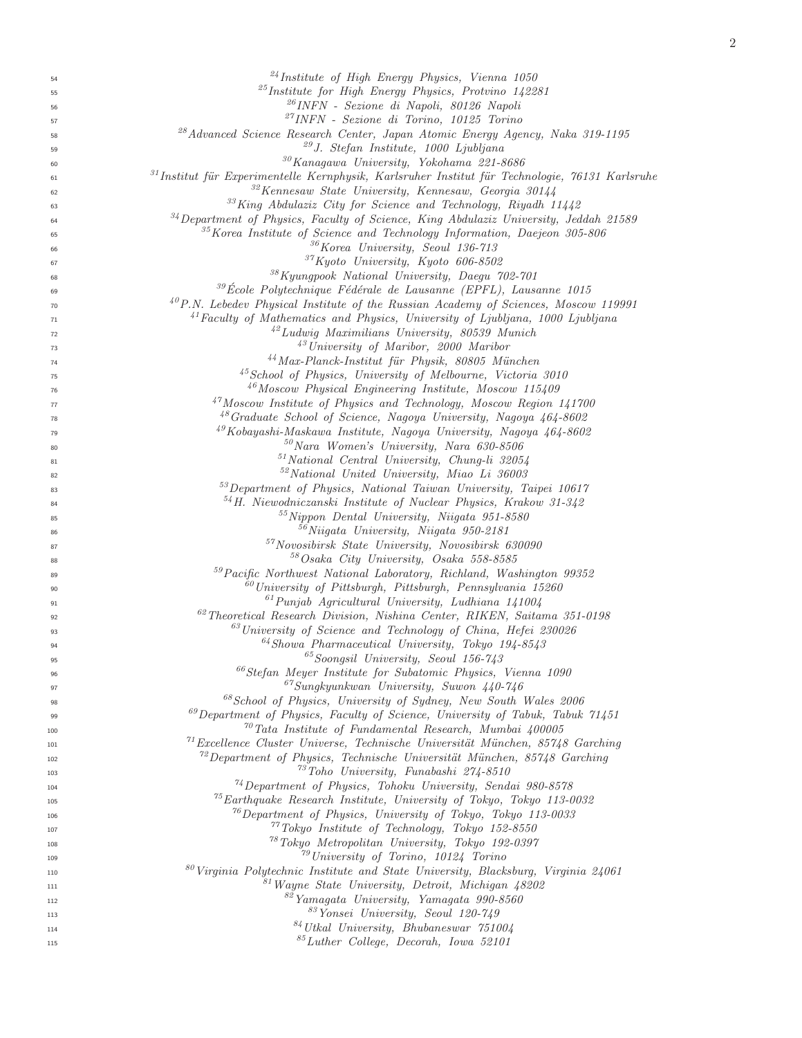[24]Institute of High Energy Physics, Vienna 1050
[25]Institute for High Energy Physics, Protvino 142281
[26]INFN - Sezione di Napoli, 80126 Napoli
[27]INFN - Sezione di Torino, 10125 Torino
[28]Advanced Science Research Center, Japan Atomic Energy Agency, Naka 319-1195
[29]J. Stefan Institute, 1000 Ljubljana
[30]Kanagawa University, Yokohama 221-8686
[31]Institut für Experimentelle Kernphysik, Karlsruher Institut für Technologie, 76131 Karlsruhe
[32]Kennesaw State University, Kennesaw, Georgia 30144
[33]King Abdulaziz City for Science and Technology, Riyadh 11442
[34]Department of Physics, Faculty of Science, King Abdulaziz University, Jeddah 21589
[35]Korea Institute of Science and Technology Information, Daejeon 305-806
[36]Korea University, Seoul 136-713
[37]Kyoto University, Kyoto 606-8502
[38]Kyungpook National University, Daegu 702-701
[39]École Polytechnique Fédérale de Lausanne (EPFL), Lausanne 1015
[40]P.N. Lebedev Physical Institute of the Russian Academy of Sciences, Moscow 119991
[41]Faculty of Mathematics and Physics, University of Ljubljana, 1000 Ljubljana
[42]Ludwig Maximilians University, 80539 Munich
[43]University of Maribor, 2000 Maribor
[44]Max-Planck-Institut für Physik, 80805 München
[45]School of Physics, University of Melbourne, Victoria 3010
[46]Moscow Physical Engineering Institute, Moscow 115409
[47]Moscow Institute of Physics and Technology, Moscow Region 141700
[48]Graduate School of Science, Nagoya University, Nagoya 464-8602
[49]Kobayashi-Maskawa Institute, Nagoya University, Nagoya 464-8602
[50]Nara Women's University, Nara 630-8506
[51]National Central University, Chung-li 32054
[52]National United University, Miao Li 36003
[53]Department of Physics, National Taiwan University, Taipei 10617
[54]H. Niewodniczanski Institute of Nuclear Physics, Krakow 31-342
[55]Nippon Dental University, Niigata 951-8580
[56]Niigata University, Niigata 950-2181
[57]Novosibirsk State University, Novosibirsk 630090
[58]Osaka City University, Osaka 558-8585
[59]Pacific Northwest National Laboratory, Richland, Washington 99352
[60]University of Pittsburgh, Pittsburgh, Pennsylvania 15260
[61]Punjab Agricultural University, Ludhiana 141004
[62]Theoretical Research Division, Nishina Center, RIKEN, Saitama 351-0198
[63]University of Science and Technology of China, Hefei 230026
[64]Showa Pharmaceutical University, Tokyo 194-8543
[65]Soongsil University, Seoul 156-743
[66]Stefan Meyer Institute for Subatomic Physics, Vienna 1090
[67]Sungkyunkwan University, Suwon 440-746
[68]School of Physics, University of Sydney, New South Wales 2006
[69]Department of Physics, Faculty of Science, University of Tabuk, Tabuk 71451
[70]Tata Institute of Fundamental Research, Mumbai 400005
[71]Excellence Cluster Universe, Technische Universität München, 85748 Garching
[72]Department of Physics, Technische Universität München, 85748 Garching
[73]Toho University, Funabashi 274-8510
[74]Department of Physics, Tohoku University, Sendai 980-8578
[75]Earthquake Research Institute, University of Tokyo, Tokyo 113-0032
[76]Department of Physics, University of Tokyo, Tokyo 113-0033
[77]Tokyo Institute of Technology, Tokyo 152-8550
[78]Tokyo Metropolitan University, Tokyo 192-0397
[79]University of Torino, 10124 Torino
[80]Virginia Polytechnic Institute and State University, Blacksburg, Virginia 24061
[81]Wayne State University, Detroit, Michigan 48202
[82]Yamagata University, Yamagata 990-8560
[83]Yonsei University, Seoul 120-749
[84]Utkal University, Bhubaneswar 751004
[85]Luther College, Decorah, Iowa 52101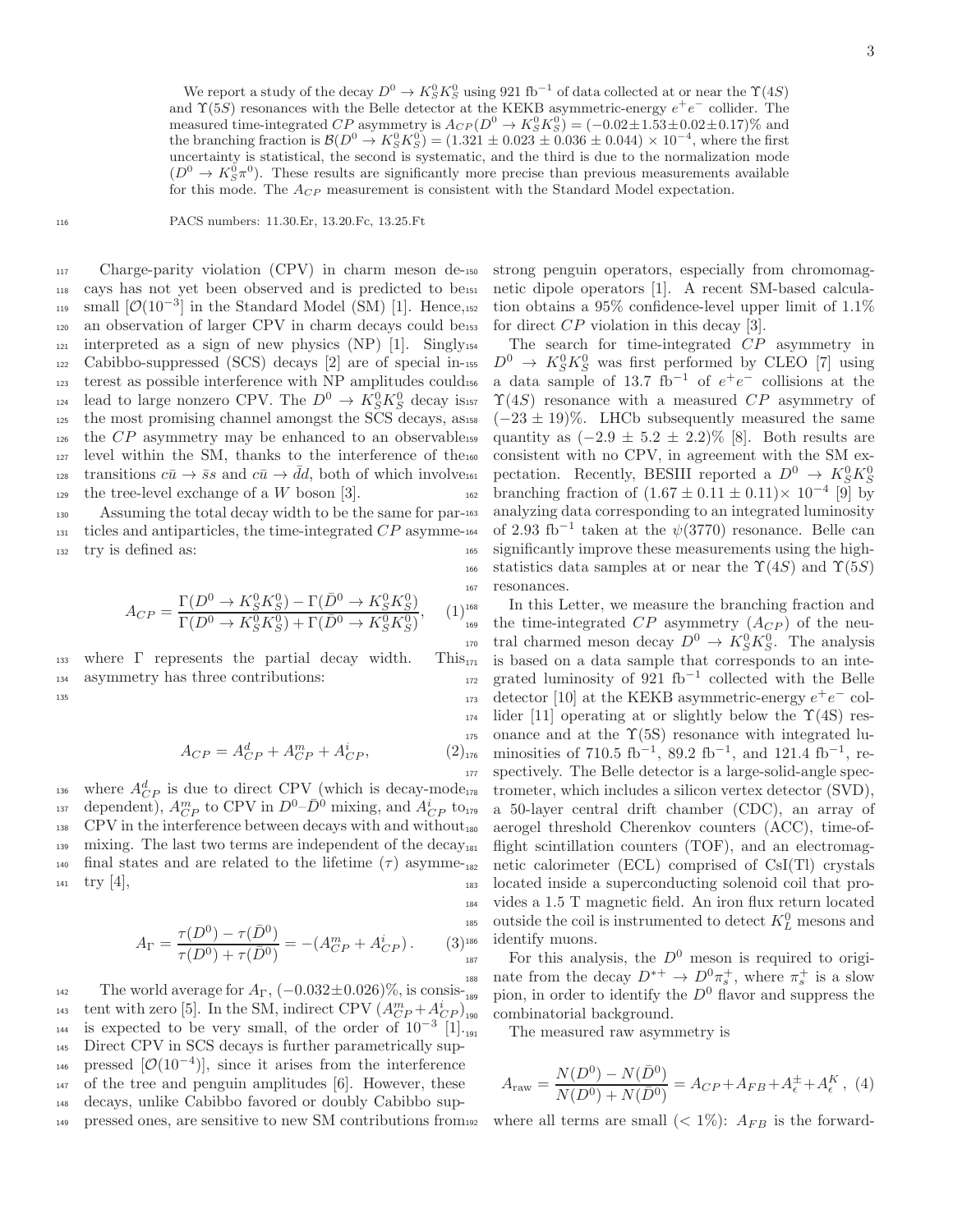We report a study of the decay $D^0 \to K_S^0 K_S^0$ using 921 fb$^{-1}$ of data collected at or near the $\Upsilon(4S)$ and $\Upsilon(5S)$ resonances with the Belle detector at the KEKB asymmetric-energy $e^+e^-$ collider. The measured time-integrated $CP$ asymmetry is $A_{CP}(D^0 \to K_S^0 K_S^0) = (-0.02 \pm 1.53 \pm 0.02 \pm 0.17)\%$ and the branching fraction is $\mathcal{B}(D^0 \to K_S^0 K_S^0) = (1.321 \pm 0.023 \pm 0.036 \pm 0.044) \times 10^{-4}$, where the first uncertainty is statistical, the second is systematic, and the third is due to the normalization mode ($D^0 \to K_S^0 \pi^0$). These results are significantly more precise than previous measurements available for this mode. The $A_{CP}$ measurement is consistent with the Standard Model expectation.

PACS numbers: 11.30.Er, 13.20.Fc, 13.25.Ft

Charge-parity violation (CPV) in charm meson decays has not yet been observed and is predicted to be small [$\mathcal{O}(10^{-3}$] in the Standard Model (SM) [1]. Hence, an observation of larger CPV in charm decays could be interpreted as a sign of new physics (NP) [1]. Singly Cabibbo-suppressed (SCS) decays [2] are of special interest as possible interference with NP amplitudes could lead to large nonzero CPV. The $D^0 \to K_S^0 K_S^0$ decay is the most promising channel amongst the SCS decays, as the $CP$ asymmetry may be enhanced to an observable level within the SM, thanks to the interference of the transitions $c\bar{u} \to \bar{s}s$ and $c\bar{u} \to \bar{d}d$, both of which involve the tree-level exchange of a $W$ boson [3].

Assuming the total decay width to be the same for particles and antiparticles, the time-integrated $CP$ asymmetry is defined as:

$$A_{CP} = \frac{\Gamma(D^0 \to K_S^0 K_S^0) - \Gamma(\bar{D}^0 \to K_S^0 K_S^0)}{\Gamma(D^0 \to K_S^0 K_S^0) + \Gamma(\bar{D}^0 \to K_S^0 K_S^0)}, \quad (1)$$

where $\Gamma$ represents the partial decay width. This asymmetry has three contributions:

$$A_{CP} = A_{CP}^d + A_{CP}^m + A_{CP}^i, \quad (2)$$

where $A_{CP}^d$ is due to direct CPV (which is decay-mode dependent), $A_{CP}^m$ to CPV in $D^0$–$\bar{D}^0$ mixing, and $A_{CP}^i$ to CPV in the interference between decays with and without mixing. The last two terms are independent of the decay final states and are related to the lifetime ($\tau$) asymmetry [4],

$$A_\Gamma = \frac{\tau(D^0) - \tau(\bar{D}^0)}{\tau(D^0) + \tau(\bar{D}^0)} = -(A_{CP}^m + A_{CP}^i). \quad (3)$$

The world average for $A_\Gamma$, $(-0.032 \pm 0.026)\%$, is consistent with zero [5]. In the SM, indirect CPV ($A_{CP}^m + A_{CP}^i$) is expected to be very small, of the order of $10^{-3}$ [1]. Direct CPV in SCS decays is further parametrically suppressed [$\mathcal{O}(10^{-4})$], since it arises from the interference of the tree and penguin amplitudes [6]. However, these decays, unlike Cabibbo favored or doubly Cabibbo suppressed ones, are sensitive to new SM contributions from strong penguin operators, especially from chromomagnetic dipole operators [1]. A recent SM-based calculation obtains a 95% confidence-level upper limit of 1.1% for direct $CP$ violation in this decay [3].

The search for time-integrated $CP$ asymmetry in $D^0 \to K_S^0 K_S^0$ was first performed by CLEO [7] using a data sample of 13.7 fb$^{-1}$ of $e^+e^-$ collisions at the $\Upsilon(4S)$ resonance with a measured $CP$ asymmetry of $(-23 \pm 19)\%$. LHCb subsequently measured the same quantity as $(-2.9 \pm 5.2 \pm 2.2)\%$ [8]. Both results are consistent with no CPV, in agreement with the SM expectation. Recently, BESIII reported a $D^0 \to K_S^0 K_S^0$ branching fraction of $(1.67 \pm 0.11 \pm 0.11) \times 10^{-4}$ [9] by analyzing data corresponding to an integrated luminosity of 2.93 fb$^{-1}$ taken at the $\psi(3770)$ resonance. Belle can significantly improve these measurements using the high-statistics data samples at or near the $\Upsilon(4S)$ and $\Upsilon(5S)$ resonances.

In this Letter, we measure the branching fraction and the time-integrated $CP$ asymmetry ($A_{CP}$) of the neutral charmed meson decay $D^0 \to K_S^0 K_S^0$. The analysis is based on a data sample that corresponds to an integrated luminosity of 921 fb$^{-1}$ collected with the Belle detector [10] at the KEKB asymmetric-energy $e^+e^-$ collider [11] operating at or slightly below the $\Upsilon$(4S) resonance and at the $\Upsilon$(5S) resonance with integrated luminosities of 710.5 fb$^{-1}$, 89.2 fb$^{-1}$, and 121.4 fb$^{-1}$, respectively. The Belle detector is a large-solid-angle spectrometer, which includes a silicon vertex detector (SVD), a 50-layer central drift chamber (CDC), an array of aerogel threshold Cherenkov counters (ACC), time-of-flight scintillation counters (TOF), and an electromagnetic calorimeter (ECL) comprised of CsI(Tl) crystals located inside a superconducting solenoid coil that provides a 1.5 T magnetic field. An iron flux return located outside the coil is instrumented to detect $K_L^0$ mesons and identify muons.

For this analysis, the $D^0$ meson is required to originate from the decay $D^{*+} \to D^0 \pi_s^+$, where $\pi_s^+$ is a slow pion, in order to identify the $D^0$ flavor and suppress the combinatorial background.

The measured raw asymmetry is

$$A_{\rm raw} = \frac{N(D^0) - N(\bar{D}^0)}{N(D^0) + N(\bar{D}^0)} = A_{CP} + A_{FB} + A_\epsilon^\pm + A_\epsilon^K, \quad (4)$$

where all terms are small ($< 1\%$): $A_{FB}$ is the forward-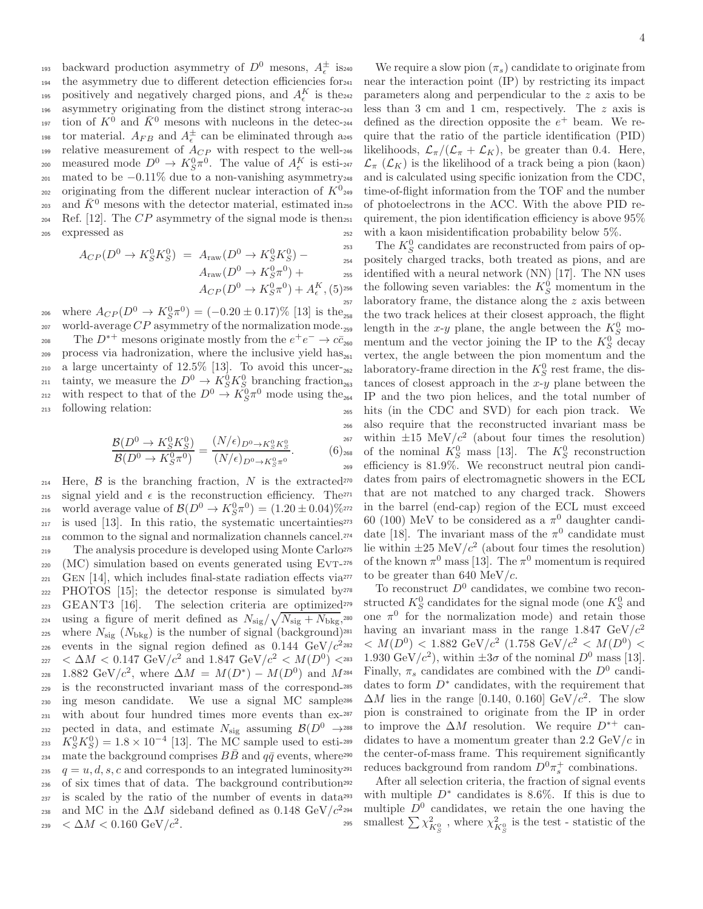backward production asymmetry of $D^0$ mesons, $A_\epsilon^\pm$ is the asymmetry due to different detection efficiencies for positively and negatively charged pions, and $A_\epsilon^K$ is the asymmetry originating from the distinct strong interaction of $K^0$ and $\bar{K}^0$ mesons with nucleons in the detector material. $A_{FB}$ and $A_\epsilon^\pm$ can be eliminated through a relative measurement of $A_{CP}$ with respect to the well-measured mode $D^0 \to K_S^0\pi^0$. The value of $A_\epsilon^K$ is estimated to be $-0.11\%$ due to a non-vanishing asymmetry originating from the different nuclear interaction of $K^0$ and $\bar{K}^0$ mesons with the detector material, estimated in Ref. [12]. The $CP$ asymmetry of the signal mode is then expressed as

$$
\begin{aligned}
A_{CP}(D^0 \to K_S^0K_S^0) &= A_{\rm raw}(D^0 \to K_S^0K_S^0) - \\
&\quad A_{\rm raw}(D^0 \to K_S^0\pi^0) + \\
&\quad A_{CP}(D^0 \to K_S^0\pi^0) + A_\epsilon^K, \quad (5)
\end{aligned}
$$

where $A_{CP}(D^0 \to K_S^0\pi^0) = (-0.20 \pm 0.17)\%$ [13] is the world-average $CP$ asymmetry of the normalization mode.

The $D^{*+}$ mesons originate mostly from the $e^+e^- \to c\bar{c}$ process via hadronization, where the inclusive yield has a large uncertainty of 12.5% [13]. To avoid this uncertainty, we measure the $D^0 \to K_S^0K_S^0$ branching fraction with respect to that of the $D^0 \to K_S^0\pi^0$ mode using the following relation:

$$
\frac{\mathcal{B}(D^0 \to K_S^0K_S^0)}{\mathcal{B}(D^0 \to K_S^0\pi^0)} = \frac{(N/\epsilon)_{D^0\to K_S^0K_S^0}}{(N/\epsilon)_{D^0\to K_S^0\pi^0}}. \quad (6)
$$

Here, $\mathcal{B}$ is the branching fraction, $N$ is the extracted signal yield and $\epsilon$ is the reconstruction efficiency. The world average value of $\mathcal{B}(D^0 \to K_S^0\pi^0) = (1.20 \pm 0.04)\%$ is used [13]. In this ratio, the systematic uncertainties common to the signal and normalization channels cancel.

The analysis procedure is developed using Monte Carlo (MC) simulation based on events generated using EVTGEN [14], which includes final-state radiation effects via PHOTOS [15]; the detector response is simulated by GEANT3 [16]. The selection criteria are optimized using a figure of merit defined as $N_{\rm sig}/\sqrt{N_{\rm sig}+N_{\rm bkg}}$, where $N_{\rm sig}$ ($N_{\rm bkg}$) is the number of signal (background) events in the signal region defined as 0.144 GeV/$c^2$ $< \Delta M <$ 0.147 GeV/$c^2$ and 1.847 GeV/$c^2$ $< M(D^0) <$ 1.882 GeV/$c^2$, where $\Delta M = M(D^*) - M(D^0)$ and $M$ is the reconstructed invariant mass of the corresponding meson candidate. We use a signal MC sample with about four hundred times more events than expected in data, and estimate $N_{\rm sig}$ assuming $\mathcal{B}(D^0 \to K_S^0K_S^0) = 1.8 \times 10^{-4}$ [13]. The MC sample used to estimate the background comprises $B\bar{B}$ and $q\bar{q}$ events, where $q = u, d, s, c$ and corresponds to an integrated luminosity of six times that of data. The background contribution is scaled by the ratio of the number of events in data and MC in the $\Delta M$ sideband defined as 0.148 GeV/$c^2$ $< \Delta M <$ 0.160 GeV/$c^2$.

We require a slow pion ($\pi_s$) candidate to originate from near the interaction point (IP) by restricting its impact parameters along and perpendicular to the $z$ axis to be less than 3 cm and 1 cm, respectively. The $z$ axis is defined as the direction opposite the $e^+$ beam. We require that the ratio of the particle identification (PID) likelihoods, $\mathcal{L}_\pi/(\mathcal{L}_\pi + \mathcal{L}_K)$, be greater than 0.4. Here, $\mathcal{L}_\pi$ ($\mathcal{L}_K$) is the likelihood of a track being a pion (kaon) and is calculated using specific ionization from the CDC, time-of-flight information from the TOF and the number of photoelectrons in the ACC. With the above PID requirement, the pion identification efficiency is above 95% with a kaon misidentification probability below 5%.

The $K_S^0$ candidates are reconstructed from pairs of oppositely charged tracks, both treated as pions, and are identified with a neural network (NN) [17]. The NN uses the following seven variables: the $K_S^0$ momentum in the laboratory frame, the distance along the $z$ axis between the two track helices at their closest approach, the flight length in the $x$-$y$ plane, the angle between the $K_S^0$ momentum and the vector joining the IP to the $K_S^0$ decay vertex, the angle between the pion momentum and the laboratory-frame direction in the $K_S^0$ rest frame, the distances of closest approach in the $x$-$y$ plane between the IP and the two pion helices, and the total number of hits (in the CDC and SVD) for each pion track. We also require that the reconstructed invariant mass be within $\pm 15$ MeV/$c^2$ (about four times the resolution) of the nominal $K_S^0$ mass [13]. The $K_S^0$ reconstruction efficiency is 81.9%. We reconstruct neutral pion candidates from pairs of electromagnetic showers in the ECL that are not matched to any charged track. Showers in the barrel (end-cap) region of the ECL must exceed 60 (100) MeV to be considered as a $\pi^0$ daughter candidate [18]. The invariant mass of the $\pi^0$ candidate must lie within $\pm 25$ MeV/$c^2$ (about four times the resolution) of the known $\pi^0$ mass [13]. The $\pi^0$ momentum is required to be greater than 640 MeV/$c$.

To reconstruct $D^0$ candidates, we combine two reconstructed $K_S^0$ candidates for the signal mode (one $K_S^0$ and one $\pi^0$ for the normalization mode) and retain those having an invariant mass in the range 1.847 GeV/$c^2$ $< M(D^0) <$ 1.882 GeV/$c^2$ (1.758 GeV/$c^2$ $< M(D^0) <$ 1.930 GeV/$c^2$), within $\pm 3\sigma$ of the nominal $D^0$ mass [13]. Finally, $\pi_s$ candidates are combined with the $D^0$ candidates to form $D^*$ candidates, with the requirement that $\Delta M$ lies in the range [0.140, 0.160] GeV/$c^2$. The slow pion is constrained to originate from the IP in order to improve the $\Delta M$ resolution. We require $D^{*+}$ candidates to have a momentum greater than 2.2 GeV/$c$ in the center-of-mass frame. This requirement significantly reduces background from random $D^0\pi_s^+$ combinations.

After all selection criteria, the fraction of signal events with multiple $D^*$ candidates is 8.6%. If this is due to multiple $D^0$ candidates, we retain the one having the smallest $\sum \chi^2_{K_S^0}$, where $\chi^2_{K_S^0}$ is the test - statistic of the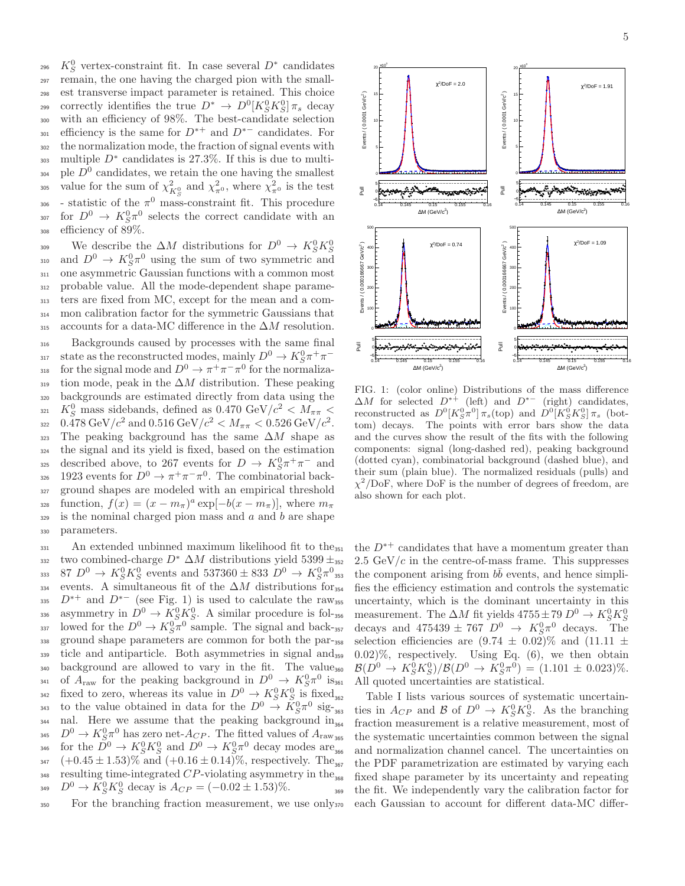$K_S^0$ vertex-constraint fit. In case several $D^*$ candidates remain, the one having the charged pion with the smallest transverse impact parameter is retained. This choice correctly identifies the true $D^* \to D^0[K_S^0 K_S^0]\,\pi_s$ decay with an efficiency of 98%. The best-candidate selection efficiency is the same for $D^{*+}$ and $D^{*-}$ candidates. For the normalization mode, the fraction of signal events with multiple $D^*$ candidates is 27.3%. If this is due to multiple $D^0$ candidates, we retain the one having the smallest value for the sum of $\chi^2_{K_S^0}$ and $\chi^2_{\pi^0}$, where $\chi^2_{\pi^0}$ is the test - statistic of the $\pi^0$ mass-constraint fit. This procedure for $D^0 \to K_S^0\pi^0$ selects the correct candidate with an efficiency of 89%.

We describe the $\Delta M$ distributions for $D^0 \to K_S^0 K_S^0$ and $D^0 \to K_S^0\pi^0$ using the sum of two symmetric and one asymmetric Gaussian functions with a common most probable value. All the mode-dependent shape parameters are fixed from MC, except for the mean and a common calibration factor for the symmetric Gaussians that accounts for a data-MC difference in the $\Delta M$ resolution.

Backgrounds caused by processes with the same final state as the reconstructed modes, mainly $D^0 \to K_S^0\pi^+\pi^-$ for the signal mode and $D^0 \to \pi^+\pi^-\pi^0$ for the normalization mode, peak in the $\Delta M$ distribution. These peaking backgrounds are estimated directly from data using the $K_S^0$ mass sidebands, defined as $0.470\ \mathrm{GeV}/c^2 < M_{\pi\pi} < 0.478\ \mathrm{GeV}/c^2$ and $0.516\ \mathrm{GeV}/c^2 < M_{\pi\pi} < 0.526\ \mathrm{GeV}/c^2$. The peaking background has the same $\Delta M$ shape as the signal and its yield is fixed, based on the estimation described above, to 267 events for $D \to K_S^0\pi^+\pi^-$ and 1923 events for $D^0 \to \pi^+\pi^-\pi^0$. The combinatorial background shapes are modeled with an empirical threshold function, $f(x) = (x - m_\pi)^a \exp[-b(x - m_\pi)]$, where $m_\pi$ is the nominal charged pion mass and $a$ and $b$ are shape parameters.

An extended unbinned maximum likelihood fit to the two combined-charge $D^*$ $\Delta M$ distributions yield $5399 \pm 87$ $D^0 \to K_S^0 K_S^0$ events and $537360 \pm 833$ $D^0 \to K_S^0\pi^0$ events. A simultaneous fit of the $\Delta M$ distributions for $D^{*+}$ and $D^{*-}$ (see Fig. 1) is used to calculate the raw asymmetry in $D^0 \to K_S^0 K_S^0$. A similar procedure is followed for the $D^0 \to K_S^0\pi^0$ sample. The signal and background shape parameters are common for both the particle and antiparticle. Both asymmetries in signal and background are allowed to vary in the fit. The value of $A_{\rm raw}$ for the peaking background in $D^0 \to K_S^0\pi^0$ is fixed to zero, whereas its value in $D^0 \to K_S^0 K_S^0$ is fixed to the value obtained in data for the $D^0 \to K_S^0\pi^0$ signal. Here we assume that the peaking background in $D^0 \to K_S^0\pi^0$ has zero net-$A_{CP}$. The fitted values of $A_{\rm raw}$ for the $D^0 \to K_S^0 K_S^0$ and $D^0 \to K_S^0\pi^0$ decay modes are $(+0.45 \pm 1.53)\%$ and $(+0.16 \pm 0.14)\%$, respectively. The resulting time-integrated $CP$-violating asymmetry in the $D^0 \to K_S^0 K_S^0$ decay is $A_{CP} = (-0.02 \pm 1.53)\%$.

For the branching fraction measurement, we use only the $D^{*+}$ candidates that have a momentum greater than $2.5\ \mathrm{GeV}/c$ in the centre-of-mass frame. This suppresses the component arising from $b\bar{b}$ events, and hence simplifies the efficiency estimation and controls the systematic uncertainty, which is the dominant uncertainty in this measurement. The $\Delta M$ fit yields $4755 \pm 79$ $D^0 \to K_S^0 K_S^0$ decays and $475439 \pm 767$ $D^0 \to K_S^0\pi^0$ decays. The selection efficiencies are $(9.74 \pm 0.02)\%$ and $(11.11 \pm 0.02)\%$, respectively. Using Eq. (6), we then obtain $\mathcal{B}(D^0 \to K_S^0 K_S^0)/\mathcal{B}(D^0 \to K_S^0\pi^0) = (1.101 \pm 0.023)\%$. All quoted uncertainties are statistical.

FIG. 1: (color online) Distributions of the mass difference $\Delta M$ for selected $D^{*+}$ (left) and $D^{*-}$ (right) candidates, reconstructed as $D^0[K_S^0\pi^0]\,\pi_s$(top) and $D^0[K_S^0 K_S^0]\,\pi_s$ (bottom) decays. The points with error bars show the data and the curves show the result of the fits with the following components: signal (long-dashed red), peaking background (dotted cyan), combinatorial background (dashed blue), and their sum (plain blue). The normalized residuals (pulls) and $\chi^2$/DoF, where DoF is the number of degrees of freedom, are also shown for each plot.

Table I lists various sources of systematic uncertainties in $A_{CP}$ and $\mathcal{B}$ of $D^0 \to K_S^0 K_S^0$. As the branching fraction measurement is a relative measurement, most of the systematic uncertainties common between the signal and normalization channel cancel. The uncertainties on the PDF parametrization are estimated by varying each fixed shape parameter by its uncertainty and repeating the fit. We independently vary the calibration factor for each Gaussian to account for different data-MC differ-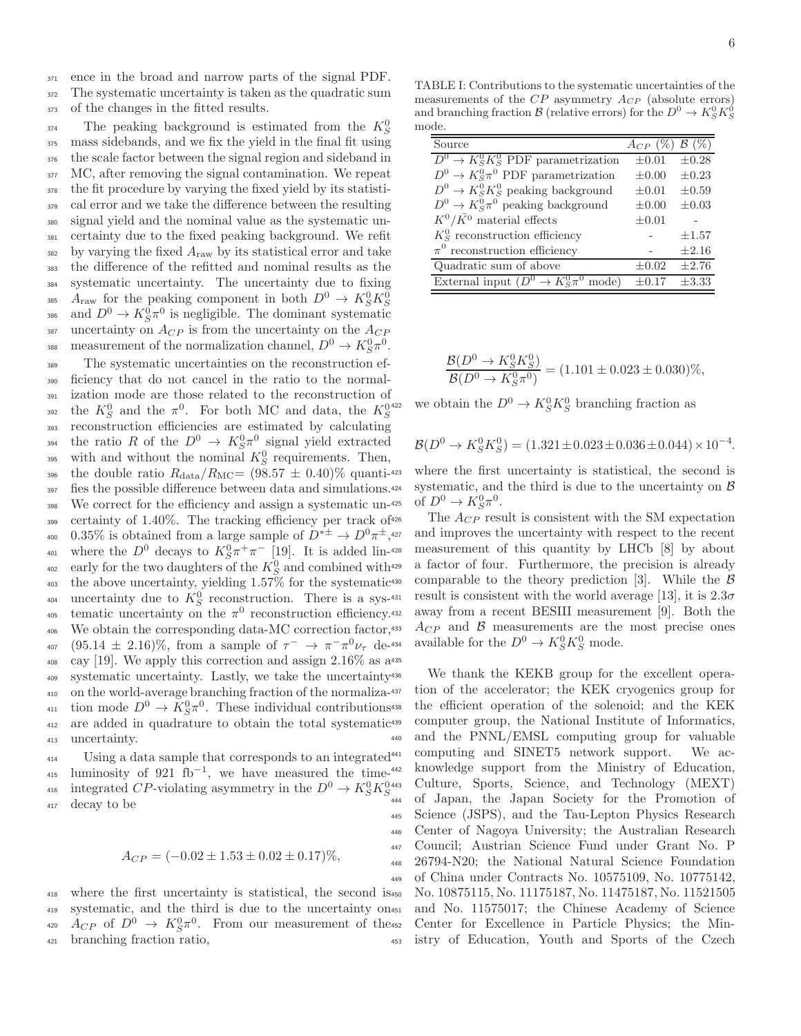ence in the broad and narrow parts of the signal PDF. The systematic uncertainty is taken as the quadratic sum of the changes in the fitted results.

The peaking background is estimated from the $K_S^0$ mass sidebands, and we fix the yield in the final fit using the scale factor between the signal region and sideband in MC, after removing the signal contamination. We repeat the fit procedure by varying the fixed yield by its statistical error and we take the difference between the resulting signal yield and the nominal value as the systematic uncertainty due to the fixed peaking background. We refit by varying the fixed $A_{\rm raw}$ by its statistical error and take the difference of the refitted and nominal results as the systematic uncertainty. The uncertainty due to fixing $A_{\rm raw}$ for the peaking component in both $D^0 \to K_S^0 K_S^0$ and $D^0 \to K_S^0 \pi^0$ is negligible. The dominant systematic uncertainty on $A_{CP}$ is from the uncertainty on the $A_{CP}$ measurement of the normalization channel, $D^0 \to K_S^0 \pi^0$.

The systematic uncertainties on the reconstruction efficiency that do not cancel in the ratio to the normalization mode are those related to the reconstruction of the $K_S^0$ and the $\pi^0$. For both MC and data, the $K_S^0$ reconstruction efficiencies are estimated by calculating the ratio $R$ of the $D^0 \to K_S^0 \pi^+\pi^-$ signal yield extracted with and without the nominal $K_S^0$ requirements. Then, the double ratio $R_{\rm data}/R_{\rm MC}$= $(98.57 \pm 0.40)\%$ quantifies the possible difference between data and simulations. We correct for the efficiency and assign a systematic uncertainty of 1.40%. The tracking efficiency per track of 0.35% is obtained from a large sample of $D^{*\pm} \to D^0\pi^\pm$, where the $D^0$ decays to $K_S^0\pi^+\pi^-$ [19]. It is added linearly for the two daughters of the $K_S^0$ and combined with the above uncertainty, yielding 1.57% for the systematic uncertainty due to $K_S^0$ reconstruction. There is a systematic uncertainty on the $\pi^0$ reconstruction efficiency. We obtain the corresponding data-MC correction factor, $(95.14 \pm 2.16)\%$, from a sample of $\tau^- \to \pi^-\pi^0\nu_\tau$ decay [19]. We apply this correction and assign 2.16% as a systematic uncertainty. Lastly, we take the uncertainty on the world-average branching fraction of the normalization mode $D^0 \to K_S^0\pi^0$. These individual contributions are added in quadrature to obtain the total systematic uncertainty.

TABLE I: Contributions to the systematic uncertainties of the measurements of the $CP$ asymmetry $A_{CP}$ (absolute errors) and branching fraction $\mathcal{B}$ (relative errors) for the $D^0 \to K_S^0 K_S^0$ mode.

| Source | $A_{CP}$ (%) | $\mathcal{B}$ (%) |
|---|---|---|
| $D^0 \to K_S^0 K_S^0$ PDF parametrization | $\pm 0.01$ | $\pm 0.28$ |
| $D^0 \to K_S^0 \pi^0$ PDF parametrization | $\pm 0.00$ | $\pm 0.23$ |
| $D^0 \to K_S^0 K_S^0$ peaking background | $\pm 0.01$ | $\pm 0.59$ |
| $D^0 \to K_S^0 \pi^0$ peaking background | $\pm 0.00$ | $\pm 0.03$ |
| $K^0/\bar{K}^0$ material effects | $\pm 0.01$ | - |
| $K_S^0$ reconstruction efficiency | - | $\pm 1.57$ |
| $\pi^0$ reconstruction efficiency | - | $\pm 2.16$ |
| Quadratic sum of above | $\pm 0.02$ | $\pm 2.76$ |
| External input ($D^0 \to K_S^0 \pi^0$ mode) | $\pm 0.17$ | $\pm 3.33$ |

Using a data sample that corresponds to an integrated luminosity of 921 fb$^{-1}$, we have measured the time-integrated $CP$-violating asymmetry in the $D^0 \to K_S^0 K_S^0$ decay to be

$$A_{CP} = (-0.02 \pm 1.53 \pm 0.02 \pm 0.17)\%,$$

where the first uncertainty is statistical, the second is systematic, and the third is due to the uncertainty on $A_{CP}$ of $D^0 \to K_S^0 \pi^0$. From our measurement of the branching fraction ratio,

$$\frac{\mathcal{B}(D^0 \to K_S^0 K_S^0)}{\mathcal{B}(D^0 \to K_S^0 \pi^0)} = (1.101 \pm 0.023 \pm 0.030)\%,$$

we obtain the $D^0 \to K_S^0 K_S^0$ branching fraction as

$$\mathcal{B}(D^0 \to K_S^0 K_S^0) = (1.321 \pm 0.023 \pm 0.036 \pm 0.044) \times 10^{-4}.$$

where the first uncertainty is statistical, the second is systematic, and the third is due to the uncertainty on $\mathcal{B}$ of $D^0 \to K_S^0 \pi^0$.

The $A_{CP}$ result is consistent with the SM expectation and improves the uncertainty with respect to the recent measurement of this quantity by LHCb [8] by about a factor of four. Furthermore, the precision is already comparable to the theory prediction [3]. While the $\mathcal{B}$ result is consistent with the world average [13], it is 2.3$\sigma$ away from a recent BESIII measurement [9]. Both the $A_{CP}$ and $\mathcal{B}$ measurements are the most precise ones available for the $D^0 \to K_S^0 K_S^0$ mode.

We thank the KEKB group for the excellent operation of the accelerator; the KEK cryogenics group for the efficient operation of the solenoid; and the KEK computer group, the National Institute of Informatics, and the PNNL/EMSL computing group for valuable computing and SINET5 network support. We acknowledge support from the Ministry of Education, Culture, Sports, Science, and Technology (MEXT) of Japan, the Japan Society for the Promotion of Science (JSPS), and the Tau-Lepton Physics Research Center of Nagoya University; the Australian Research Council; Austrian Science Fund under Grant No. P 26794-N20; the National Natural Science Foundation of China under Contracts No. 10575109, No. 10775142, No. 10875115, No. 11175187, No. 11475187, No. 11521505 and No. 11575017; the Chinese Academy of Science Center for Excellence in Particle Physics; the Ministry of Education, Youth and Sports of the Czech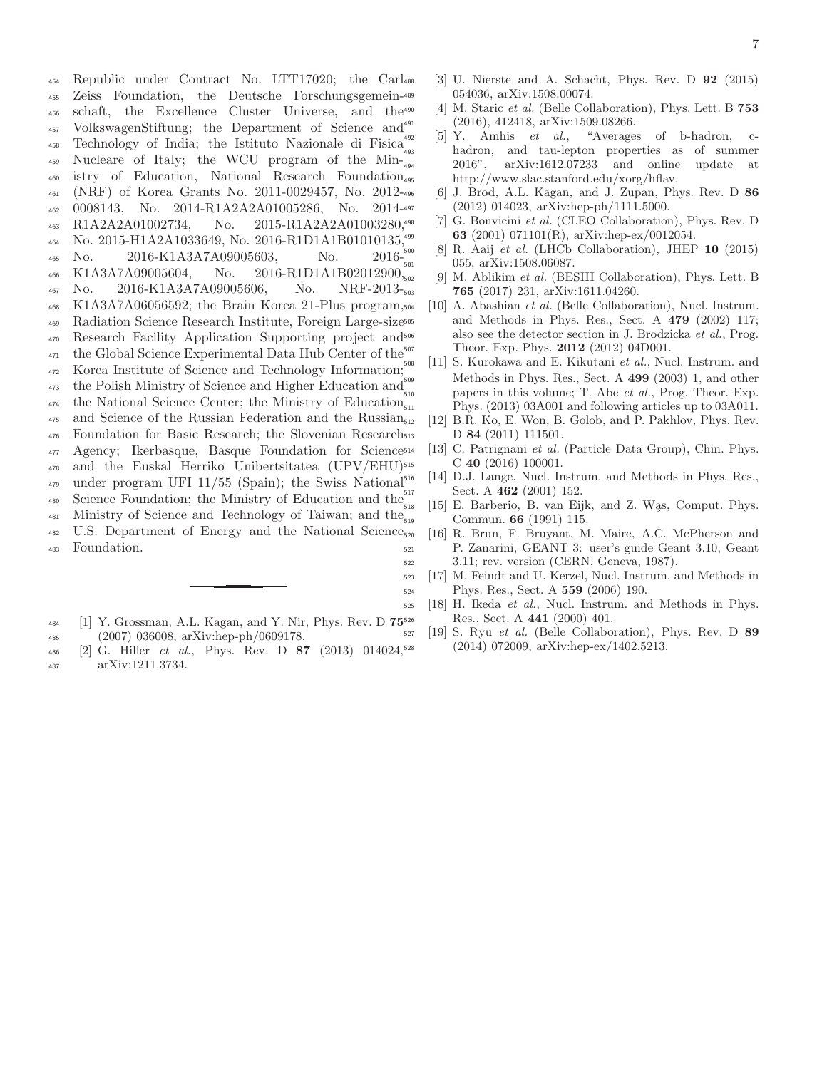Republic under Contract No. LTT17020; the Carl Zeiss Foundation, the Deutsche Forschungsgemeinschaft, the Excellence Cluster Universe, and the VolkswagenStiftung; the Department of Science and Technology of India; the Istituto Nazionale di Fisica Nucleare of Italy; the WCU program of the Ministry of Education, National Research Foundation (NRF) of Korea Grants No. 2011-0029457, No. 2012-0008143, No. 2014-R1A2A2A01005286, No. 2014-R1A2A2A01002734, No. 2015-R1A2A2A01003280, No. 2015-H1A2A1033649, No. 2016-R1D1A1B01010135, No. 2016-K1A3A7A09005603, No. 2016-K1A3A7A09005604, No. 2016-R1D1A1B02012900, No. 2016-K1A3A7A09005606, No. NRF-2013-K1A3A7A06056592; the Brain Korea 21-Plus program, Radiation Science Research Institute, Foreign Large-size Research Facility Application Supporting project and the Global Science Experimental Data Hub Center of the Korea Institute of Science and Technology Information; the Polish Ministry of Science and Higher Education and the National Science Center; the Ministry of Education and Science of the Russian Federation and the Russian Foundation for Basic Research; the Slovenian Research Agency; Ikerbasque, Basque Foundation for Science and the Euskal Herriko Unibertsitatea (UPV/EHU) under program UFI 11/55 (Spain); the Swiss National Science Foundation; the Ministry of Education and the Ministry of Science and Technology of Taiwan; and the U.S. Department of Energy and the National Science Foundation.

---

[1] Y. Grossman, A.L. Kagan, and Y. Nir, Phys. Rev. D **75** (2007) 036008, arXiv:hep-ph/0609178.

[2] G. Hiller *et al.*, Phys. Rev. D **87** (2013) 014024, arXiv:1211.3734.

[3] U. Nierste and A. Schacht, Phys. Rev. D **92** (2015) 054036, arXiv:1508.00074.

[4] M. Staric *et al.* (Belle Collaboration), Phys. Lett. B **753** (2016), 412418, arXiv:1509.08266.

[5] Y. Amhis *et al.*, "Averages of b-hadron, c-hadron, and tau-lepton properties as of summer 2016", arXiv:1612.07233 and online update at http://www.slac.stanford.edu/xorg/hflav.

[6] J. Brod, A.L. Kagan, and J. Zupan, Phys. Rev. D **86** (2012) 014023, arXiv:hep-ph/1111.5000.

[7] G. Bonvicini *et al.* (CLEO Collaboration), Phys. Rev. D **63** (2001) 071101(R), arXiv:hep-ex/0012054.

[8] R. Aaij *et al.* (LHCb Collaboration), JHEP **10** (2015) 055, arXiv:1508.06087.

[9] M. Ablikim *et al.* (BESIII Collaboration), Phys. Lett. B **765** (2017) 231, arXiv:1611.04260.

[10] A. Abashian *et al.* (Belle Collaboration), Nucl. Instrum. and Methods in Phys. Res., Sect. A **479** (2002) 117; also see the detector section in J. Brodzicka *et al.*, Prog. Theor. Exp. Phys. **2012** (2012) 04D001.

[11] S. Kurokawa and E. Kikutani *et al.*, Nucl. Instrum. and Methods in Phys. Res., Sect. A **499** (2003) 1, and other papers in this volume; T. Abe *et al.*, Prog. Theor. Exp. Phys. (2013) 03A001 and following articles up to 03A011.

[12] B.R. Ko, E. Won, B. Golob, and P. Pakhlov, Phys. Rev. D **84** (2011) 111501.

[13] C. Patrignani *et al.* (Particle Data Group), Chin. Phys. C **40** (2016) 100001.

[14] D.J. Lange, Nucl. Instrum. and Methods in Phys. Res., Sect. A **462** (2001) 152.

[15] E. Barberio, B. van Eijk, and Z. Wąs, Comput. Phys. Commun. **66** (1991) 115.

[16] R. Brun, F. Bruyant, M. Maire, A.C. McPherson and P. Zanarini, GEANT 3: user's guide Geant 3.10, Geant 3.11; rev. version (CERN, Geneva, 1987).

[17] M. Feindt and U. Kerzel, Nucl. Instrum. and Methods in Phys. Res., Sect. A **559** (2006) 190.

[18] H. Ikeda *et al.*, Nucl. Instrum. and Methods in Phys. Res., Sect. A **441** (2000) 401.

[19] S. Ryu *et al.* (Belle Collaboration), Phys. Rev. D **89** (2014) 072009, arXiv:hep-ex/1402.5213.